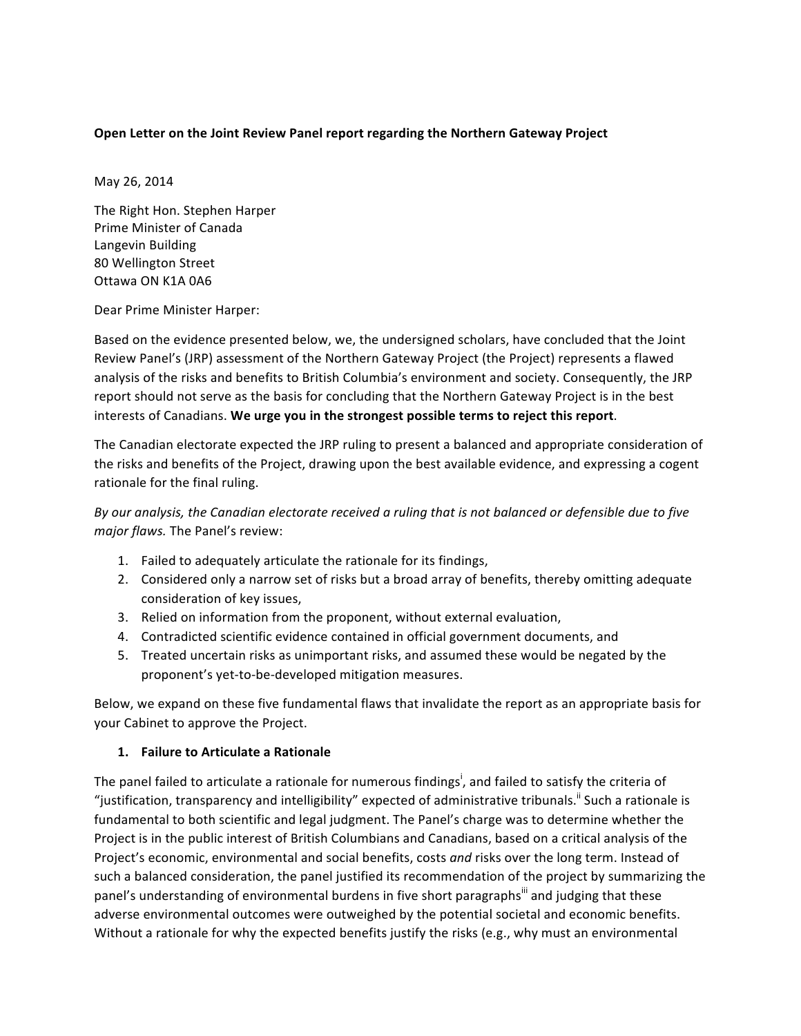**Open Letter on the Joint Review Panel report regarding the Northern Gateway Project**

May 26, 2014

The Right Hon. Stephen Harper  
Prime Minister of Canada  
Langevin Building  
80 Wellington Street  
Ottawa ON K1A 0A6

Dear Prime Minister Harper:

Based on the evidence presented below, we, the undersigned scholars, have concluded that the Joint Review Panel's (JRP) assessment of the Northern Gateway Project (the Project) represents a flawed analysis of the risks and benefits to British Columbia's environment and society. Consequently, the JRP report should not serve as the basis for concluding that the Northern Gateway Project is in the best interests of Canadians. **We urge you in the strongest possible terms to reject this report**.

The Canadian electorate expected the JRP ruling to present a balanced and appropriate consideration of the risks and benefits of the Project, drawing upon the best available evidence, and expressing a cogent rationale for the final ruling.

*By our analysis, the Canadian electorate received a ruling that is not balanced or defensible due to five major flaws.* The Panel's review:

1. Failed to adequately articulate the rationale for its findings,
2. Considered only a narrow set of risks but a broad array of benefits, thereby omitting adequate consideration of key issues,
3. Relied on information from the proponent, without external evaluation,
4. Contradicted scientific evidence contained in official government documents, and
5. Treated uncertain risks as unimportant risks, and assumed these would be negated by the proponent's yet-to-be-developed mitigation measures.

Below, we expand on these five fundamental flaws that invalidate the report as an appropriate basis for your Cabinet to approve the Project.

## 1. Failure to Articulate a Rationale

The panel failed to articulate a rationale for numerous findings[i], and failed to satisfy the criteria of "justification, transparency and intelligibility" expected of administrative tribunals.[ii] Such a rationale is fundamental to both scientific and legal judgment. The Panel's charge was to determine whether the Project is in the public interest of British Columbians and Canadians, based on a critical analysis of the Project's economic, environmental and social benefits, costs *and* risks over the long term. Instead of such a balanced consideration, the panel justified its recommendation of the project by summarizing the panel's understanding of environmental burdens in five short paragraphs[iii] and judging that these adverse environmental outcomes were outweighed by the potential societal and economic benefits. Without a rationale for why the expected benefits justify the risks (e.g., why must an environmental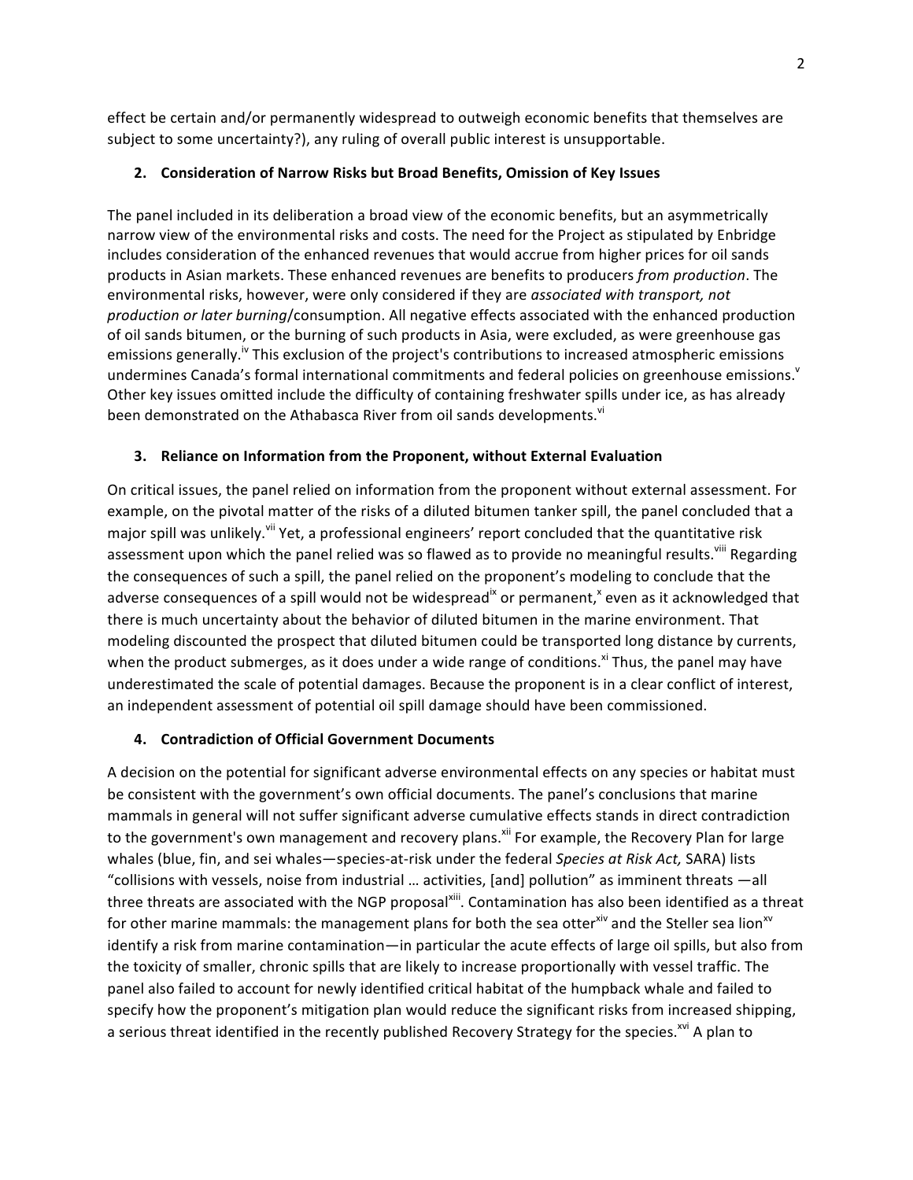effect be certain and/or permanently widespread to outweigh economic benefits that themselves are subject to some uncertainty?), any ruling of overall public interest is unsupportable.

## 2. Consideration of Narrow Risks but Broad Benefits, Omission of Key Issues

The panel included in its deliberation a broad view of the economic benefits, but an asymmetrically narrow view of the environmental risks and costs. The need for the Project as stipulated by Enbridge includes consideration of the enhanced revenues that would accrue from higher prices for oil sands products in Asian markets. These enhanced revenues are benefits to producers *from production*. The environmental risks, however, were only considered if they are *associated with transport, not production or later burning*/consumption. All negative effects associated with the enhanced production of oil sands bitumen, or the burning of such products in Asia, were excluded, as were greenhouse gas emissions generally.[iv] This exclusion of the project's contributions to increased atmospheric emissions undermines Canada's formal international commitments and federal policies on greenhouse emissions.[v] Other key issues omitted include the difficulty of containing freshwater spills under ice, as has already been demonstrated on the Athabasca River from oil sands developments.[vi]

## 3. Reliance on Information from the Proponent, without External Evaluation

On critical issues, the panel relied on information from the proponent without external assessment. For example, on the pivotal matter of the risks of a diluted bitumen tanker spill, the panel concluded that a major spill was unlikely.[vii] Yet, a professional engineers' report concluded that the quantitative risk assessment upon which the panel relied was so flawed as to provide no meaningful results.[viii] Regarding the consequences of such a spill, the panel relied on the proponent's modeling to conclude that the adverse consequences of a spill would not be widespread[ix] or permanent,[x] even as it acknowledged that there is much uncertainty about the behavior of diluted bitumen in the marine environment. That modeling discounted the prospect that diluted bitumen could be transported long distance by currents, when the product submerges, as it does under a wide range of conditions.[xi] Thus, the panel may have underestimated the scale of potential damages. Because the proponent is in a clear conflict of interest, an independent assessment of potential oil spill damage should have been commissioned.

## 4. Contradiction of Official Government Documents

A decision on the potential for significant adverse environmental effects on any species or habitat must be consistent with the government's own official documents. The panel's conclusions that marine mammals in general will not suffer significant adverse cumulative effects stands in direct contradiction to the government's own management and recovery plans.[xii] For example, the Recovery Plan for large whales (blue, fin, and sei whales—species-at-risk under the federal *Species at Risk Act,* SARA) lists "collisions with vessels, noise from industrial … activities, [and] pollution" as imminent threats —all three threats are associated with the NGP proposal[xiii]. Contamination has also been identified as a threat for other marine mammals: the management plans for both the sea otter[xiv] and the Steller sea lion[xv] identify a risk from marine contamination—in particular the acute effects of large oil spills, but also from the toxicity of smaller, chronic spills that are likely to increase proportionally with vessel traffic. The panel also failed to account for newly identified critical habitat of the humpback whale and failed to specify how the proponent's mitigation plan would reduce the significant risks from increased shipping, a serious threat identified in the recently published Recovery Strategy for the species.[xvi] A plan to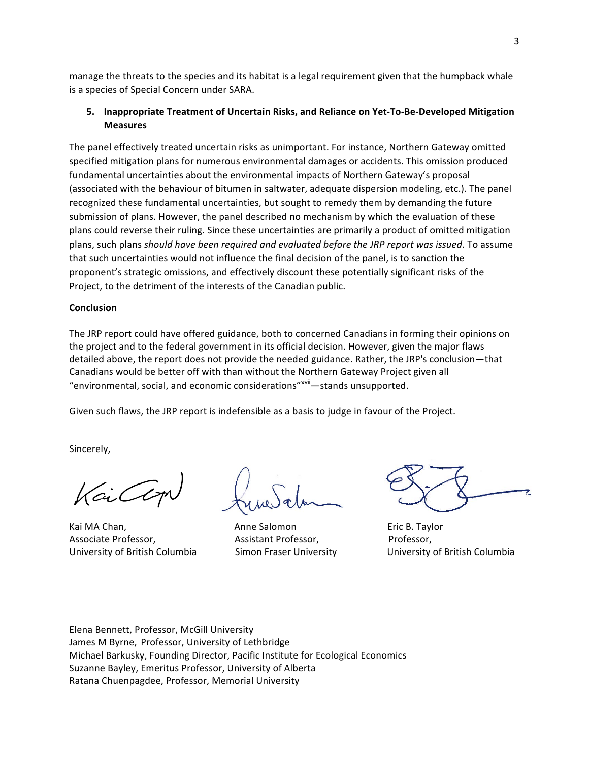manage the threats to the species and its habitat is a legal requirement given that the humpback whale is a species of Special Concern under SARA.

**5. Inappropriate Treatment of Uncertain Risks, and Reliance on Yet-To-Be-Developed Mitigation Measures**

The panel effectively treated uncertain risks as unimportant. For instance, Northern Gateway omitted specified mitigation plans for numerous environmental damages or accidents. This omission produced fundamental uncertainties about the environmental impacts of Northern Gateway's proposal (associated with the behaviour of bitumen in saltwater, adequate dispersion modeling, etc.). The panel recognized these fundamental uncertainties, but sought to remedy them by demanding the future submission of plans. However, the panel described no mechanism by which the evaluation of these plans could reverse their ruling. Since these uncertainties are primarily a product of omitted mitigation plans, such plans *should have been required and evaluated before the JRP report was issued*. To assume that such uncertainties would not influence the final decision of the panel, is to sanction the proponent's strategic omissions, and effectively discount these potentially significant risks of the Project, to the detriment of the interests of the Canadian public.

**Conclusion**

The JRP report could have offered guidance, both to concerned Canadians in forming their opinions on the project and to the federal government in its official decision. However, given the major flaws detailed above, the report does not provide the needed guidance. Rather, the JRP's conclusion—that Canadians would be better off with than without the Northern Gateway Project given all "environmental, social, and economic considerations"[xvii]—stands unsupported.

Given such flaws, the JRP report is indefensible as a basis to judge in favour of the Project.

Sincerely,

Kai MA Chan,
Associate Professor,
University of British Columbia

Anne Salomon
Assistant Professor,
Simon Fraser University

Eric B. Taylor
Professor,
University of British Columbia

Elena Bennett, Professor, McGill University
James M Byrne, Professor, University of Lethbridge
Michael Barkusky, Founding Director, Pacific Institute for Ecological Economics
Suzanne Bayley, Emeritus Professor, University of Alberta
Ratana Chuenpagdee, Professor, Memorial University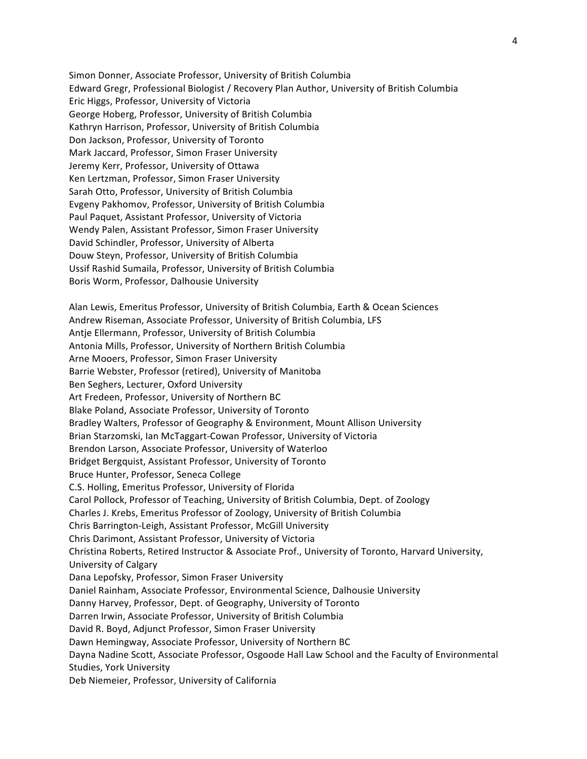Simon Donner, Associate Professor, University of British Columbia
Edward Gregr, Professional Biologist / Recovery Plan Author, University of British Columbia
Eric Higgs, Professor, University of Victoria
George Hoberg, Professor, University of British Columbia
Kathryn Harrison, Professor, University of British Columbia
Don Jackson, Professor, University of Toronto
Mark Jaccard, Professor, Simon Fraser University
Jeremy Kerr, Professor, University of Ottawa
Ken Lertzman, Professor, Simon Fraser University
Sarah Otto, Professor, University of British Columbia
Evgeny Pakhomov, Professor, University of British Columbia
Paul Paquet, Assistant Professor, University of Victoria
Wendy Palen, Assistant Professor, Simon Fraser University
David Schindler, Professor, University of Alberta
Douw Steyn, Professor, University of British Columbia
Ussif Rashid Sumaila, Professor, University of British Columbia
Boris Worm, Professor, Dalhousie University

Alan Lewis, Emeritus Professor, University of British Columbia, Earth & Ocean Sciences
Andrew Riseman, Associate Professor, University of British Columbia, LFS
Antje Ellermann, Professor, University of British Columbia
Antonia Mills, Professor, University of Northern British Columbia
Arne Mooers, Professor, Simon Fraser University
Barrie Webster, Professor (retired), University of Manitoba
Ben Seghers, Lecturer, Oxford University
Art Fredeen, Professor, University of Northern BC
Blake Poland, Associate Professor, University of Toronto
Bradley Walters, Professor of Geography & Environment, Mount Allison University
Brian Starzomski, Ian McTaggart-Cowan Professor, University of Victoria
Brendon Larson, Associate Professor, University of Waterloo
Bridget Bergquist, Assistant Professor, University of Toronto
Bruce Hunter, Professor, Seneca College
C.S. Holling, Emeritus Professor, University of Florida
Carol Pollock, Professor of Teaching, University of British Columbia, Dept. of Zoology
Charles J. Krebs, Emeritus Professor of Zoology, University of British Columbia
Chris Barrington-Leigh, Assistant Professor, McGill University
Chris Darimont, Assistant Professor, University of Victoria
Christina Roberts, Retired Instructor & Associate Prof., University of Toronto, Harvard University, University of Calgary
Dana Lepofsky, Professor, Simon Fraser University
Daniel Rainham, Associate Professor, Environmental Science, Dalhousie University
Danny Harvey, Professor, Dept. of Geography, University of Toronto
Darren Irwin, Associate Professor, University of British Columbia
David R. Boyd, Adjunct Professor, Simon Fraser University
Dawn Hemingway, Associate Professor, University of Northern BC
Dayna Nadine Scott, Associate Professor, Osgoode Hall Law School and the Faculty of Environmental Studies, York University
Deb Niemeier, Professor, University of California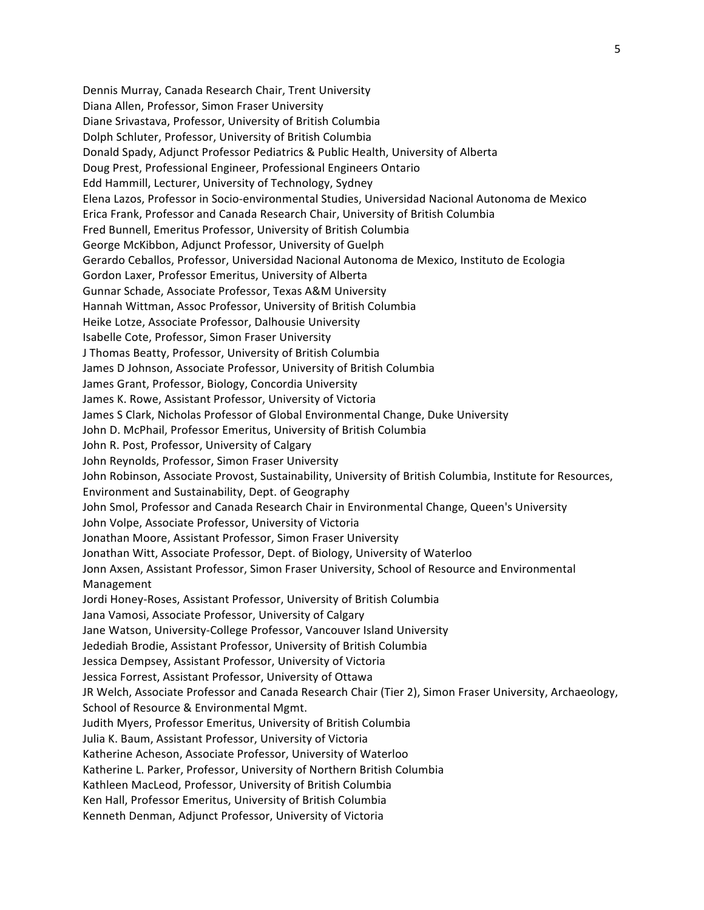Dennis Murray, Canada Research Chair, Trent University
Diana Allen, Professor, Simon Fraser University
Diane Srivastava, Professor, University of British Columbia
Dolph Schluter, Professor, University of British Columbia
Donald Spady, Adjunct Professor Pediatrics & Public Health, University of Alberta
Doug Prest, Professional Engineer, Professional Engineers Ontario
Edd Hammill, Lecturer, University of Technology, Sydney
Elena Lazos, Professor in Socio-environmental Studies, Universidad Nacional Autonoma de Mexico
Erica Frank, Professor and Canada Research Chair, University of British Columbia
Fred Bunnell, Emeritus Professor, University of British Columbia
George McKibbon, Adjunct Professor, University of Guelph
Gerardo Ceballos, Professor, Universidad Nacional Autonoma de Mexico, Instituto de Ecologia
Gordon Laxer, Professor Emeritus, University of Alberta
Gunnar Schade, Associate Professor, Texas A&M University
Hannah Wittman, Assoc Professor, University of British Columbia
Heike Lotze, Associate Professor, Dalhousie University
Isabelle Cote, Professor, Simon Fraser University
J Thomas Beatty, Professor, University of British Columbia
James D Johnson, Associate Professor, University of British Columbia
James Grant, Professor, Biology, Concordia University
James K. Rowe, Assistant Professor, University of Victoria
James S Clark, Nicholas Professor of Global Environmental Change, Duke University
John D. McPhail, Professor Emeritus, University of British Columbia
John R. Post, Professor, University of Calgary
John Reynolds, Professor, Simon Fraser University
John Robinson, Associate Provost, Sustainability, University of British Columbia, Institute for Resources, Environment and Sustainability, Dept. of Geography
John Smol, Professor and Canada Research Chair in Environmental Change, Queen's University
John Volpe, Associate Professor, University of Victoria
Jonathan Moore, Assistant Professor, Simon Fraser University
Jonathan Witt, Associate Professor, Dept. of Biology, University of Waterloo
Jonn Axsen, Assistant Professor, Simon Fraser University, School of Resource and Environmental Management
Jordi Honey-Roses, Assistant Professor, University of British Columbia
Jana Vamosi, Associate Professor, University of Calgary
Jane Watson, University-College Professor, Vancouver Island University
Jedediah Brodie, Assistant Professor, University of British Columbia
Jessica Dempsey, Assistant Professor, University of Victoria
Jessica Forrest, Assistant Professor, University of Ottawa
JR Welch, Associate Professor and Canada Research Chair (Tier 2), Simon Fraser University, Archaeology, School of Resource & Environmental Mgmt.
Judith Myers, Professor Emeritus, University of British Columbia
Julia K. Baum, Assistant Professor, University of Victoria
Katherine Acheson, Associate Professor, University of Waterloo
Katherine L. Parker, Professor, University of Northern British Columbia
Kathleen MacLeod, Professor, University of British Columbia
Ken Hall, Professor Emeritus, University of British Columbia
Kenneth Denman, Adjunct Professor, University of Victoria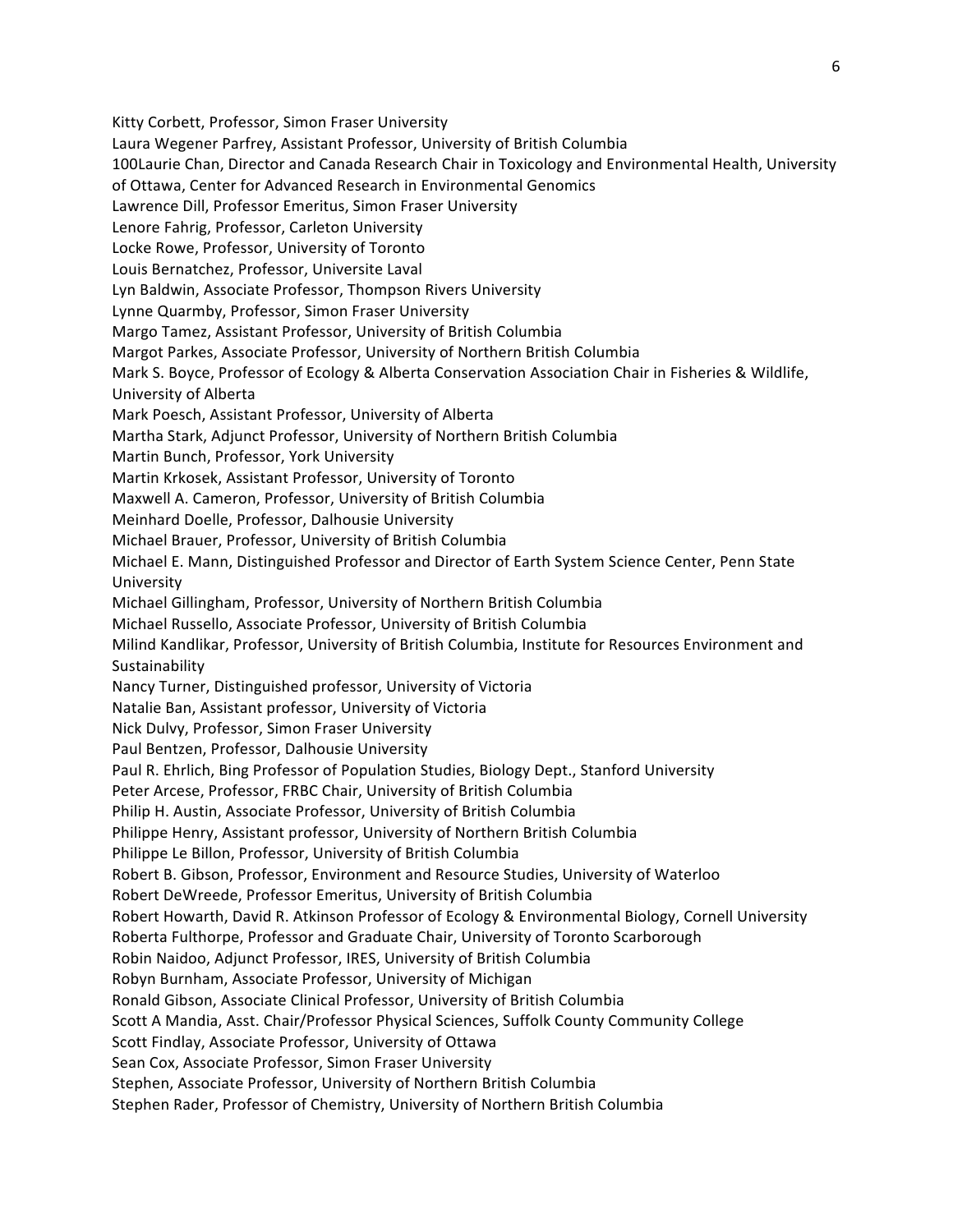Kitty Corbett, Professor, Simon Fraser University
Laura Wegener Parfrey, Assistant Professor, University of British Columbia
100Laurie Chan, Director and Canada Research Chair in Toxicology and Environmental Health, University of Ottawa, Center for Advanced Research in Environmental Genomics
Lawrence Dill, Professor Emeritus, Simon Fraser University
Lenore Fahrig, Professor, Carleton University
Locke Rowe, Professor, University of Toronto
Louis Bernatchez, Professor, Universite Laval
Lyn Baldwin, Associate Professor, Thompson Rivers University
Lynne Quarmby, Professor, Simon Fraser University
Margo Tamez, Assistant Professor, University of British Columbia
Margot Parkes, Associate Professor, University of Northern British Columbia
Mark S. Boyce, Professor of Ecology & Alberta Conservation Association Chair in Fisheries & Wildlife, University of Alberta
Mark Poesch, Assistant Professor, University of Alberta
Martha Stark, Adjunct Professor, University of Northern British Columbia
Martin Bunch, Professor, York University
Martin Krkosek, Assistant Professor, University of Toronto
Maxwell A. Cameron, Professor, University of British Columbia
Meinhard Doelle, Professor, Dalhousie University
Michael Brauer, Professor, University of British Columbia
Michael E. Mann, Distinguished Professor and Director of Earth System Science Center, Penn State University
Michael Gillingham, Professor, University of Northern British Columbia
Michael Russello, Associate Professor, University of British Columbia
Milind Kandlikar, Professor, University of British Columbia, Institute for Resources Environment and Sustainability
Nancy Turner, Distinguished professor, University of Victoria
Natalie Ban, Assistant professor, University of Victoria
Nick Dulvy, Professor, Simon Fraser University
Paul Bentzen, Professor, Dalhousie University
Paul R. Ehrlich, Bing Professor of Population Studies, Biology Dept., Stanford University
Peter Arcese, Professor, FRBC Chair, University of British Columbia
Philip H. Austin, Associate Professor, University of British Columbia
Philippe Henry, Assistant professor, University of Northern British Columbia
Philippe Le Billon, Professor, University of British Columbia
Robert B. Gibson, Professor, Environment and Resource Studies, University of Waterloo
Robert DeWreede, Professor Emeritus, University of British Columbia
Robert Howarth, David R. Atkinson Professor of Ecology & Environmental Biology, Cornell University
Roberta Fulthorpe, Professor and Graduate Chair, University of Toronto Scarborough
Robin Naidoo, Adjunct Professor, IRES, University of British Columbia
Robyn Burnham, Associate Professor, University of Michigan
Ronald Gibson, Associate Clinical Professor, University of British Columbia
Scott A Mandia, Asst. Chair/Professor Physical Sciences, Suffolk County Community College
Scott Findlay, Associate Professor, University of Ottawa
Sean Cox, Associate Professor, Simon Fraser University
Stephen, Associate Professor, University of Northern British Columbia
Stephen Rader, Professor of Chemistry, University of Northern British Columbia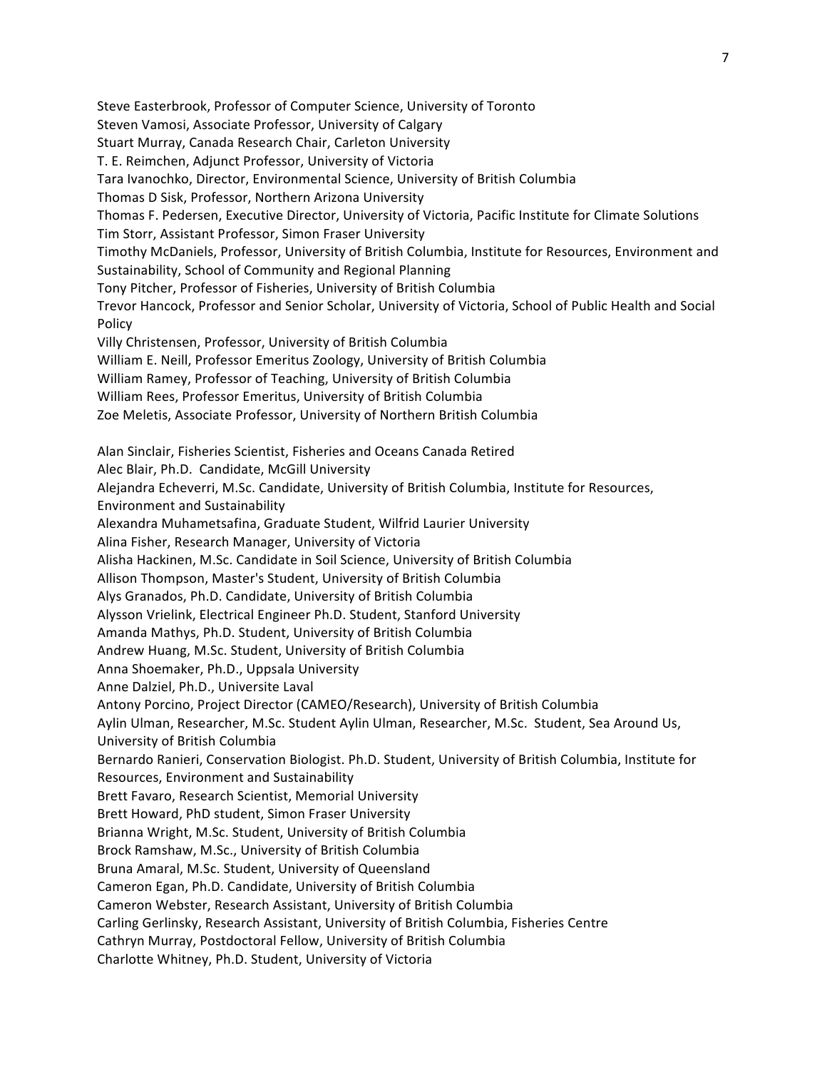Steve Easterbrook, Professor of Computer Science, University of Toronto
Steven Vamosi, Associate Professor, University of Calgary
Stuart Murray, Canada Research Chair, Carleton University
T. E. Reimchen, Adjunct Professor, University of Victoria
Tara Ivanochko, Director, Environmental Science, University of British Columbia
Thomas D Sisk, Professor, Northern Arizona University
Thomas F. Pedersen, Executive Director, University of Victoria, Pacific Institute for Climate Solutions
Tim Storr, Assistant Professor, Simon Fraser University
Timothy McDaniels, Professor, University of British Columbia, Institute for Resources, Environment and Sustainability, School of Community and Regional Planning
Tony Pitcher, Professor of Fisheries, University of British Columbia
Trevor Hancock, Professor and Senior Scholar, University of Victoria, School of Public Health and Social Policy
Villy Christensen, Professor, University of British Columbia
William E. Neill, Professor Emeritus Zoology, University of British Columbia
William Ramey, Professor of Teaching, University of British Columbia
William Rees, Professor Emeritus, University of British Columbia
Zoe Meletis, Associate Professor, University of Northern British Columbia

Alan Sinclair, Fisheries Scientist, Fisheries and Oceans Canada Retired
Alec Blair, Ph.D. Candidate, McGill University
Alejandra Echeverri, M.Sc. Candidate, University of British Columbia, Institute for Resources, Environment and Sustainability
Alexandra Muhametsafina, Graduate Student, Wilfrid Laurier University
Alina Fisher, Research Manager, University of Victoria
Alisha Hackinen, M.Sc. Candidate in Soil Science, University of British Columbia
Allison Thompson, Master's Student, University of British Columbia
Alys Granados, Ph.D. Candidate, University of British Columbia
Alysson Vrielink, Electrical Engineer Ph.D. Student, Stanford University
Amanda Mathys, Ph.D. Student, University of British Columbia
Andrew Huang, M.Sc. Student, University of British Columbia
Anna Shoemaker, Ph.D., Uppsala University
Anne Dalziel, Ph.D., Universite Laval
Antony Porcino, Project Director (CAMEO/Research), University of British Columbia
Aylin Ulman, Researcher, M.Sc. Student Aylin Ulman, Researcher, M.Sc. Student, Sea Around Us, University of British Columbia
Bernardo Ranieri, Conservation Biologist. Ph.D. Student, University of British Columbia, Institute for Resources, Environment and Sustainability
Brett Favaro, Research Scientist, Memorial University
Brett Howard, PhD student, Simon Fraser University
Brianna Wright, M.Sc. Student, University of British Columbia
Brock Ramshaw, M.Sc., University of British Columbia
Bruna Amaral, M.Sc. Student, University of Queensland
Cameron Egan, Ph.D. Candidate, University of British Columbia
Cameron Webster, Research Assistant, University of British Columbia
Carling Gerlinsky, Research Assistant, University of British Columbia, Fisheries Centre
Cathryn Murray, Postdoctoral Fellow, University of British Columbia
Charlotte Whitney, Ph.D. Student, University of Victoria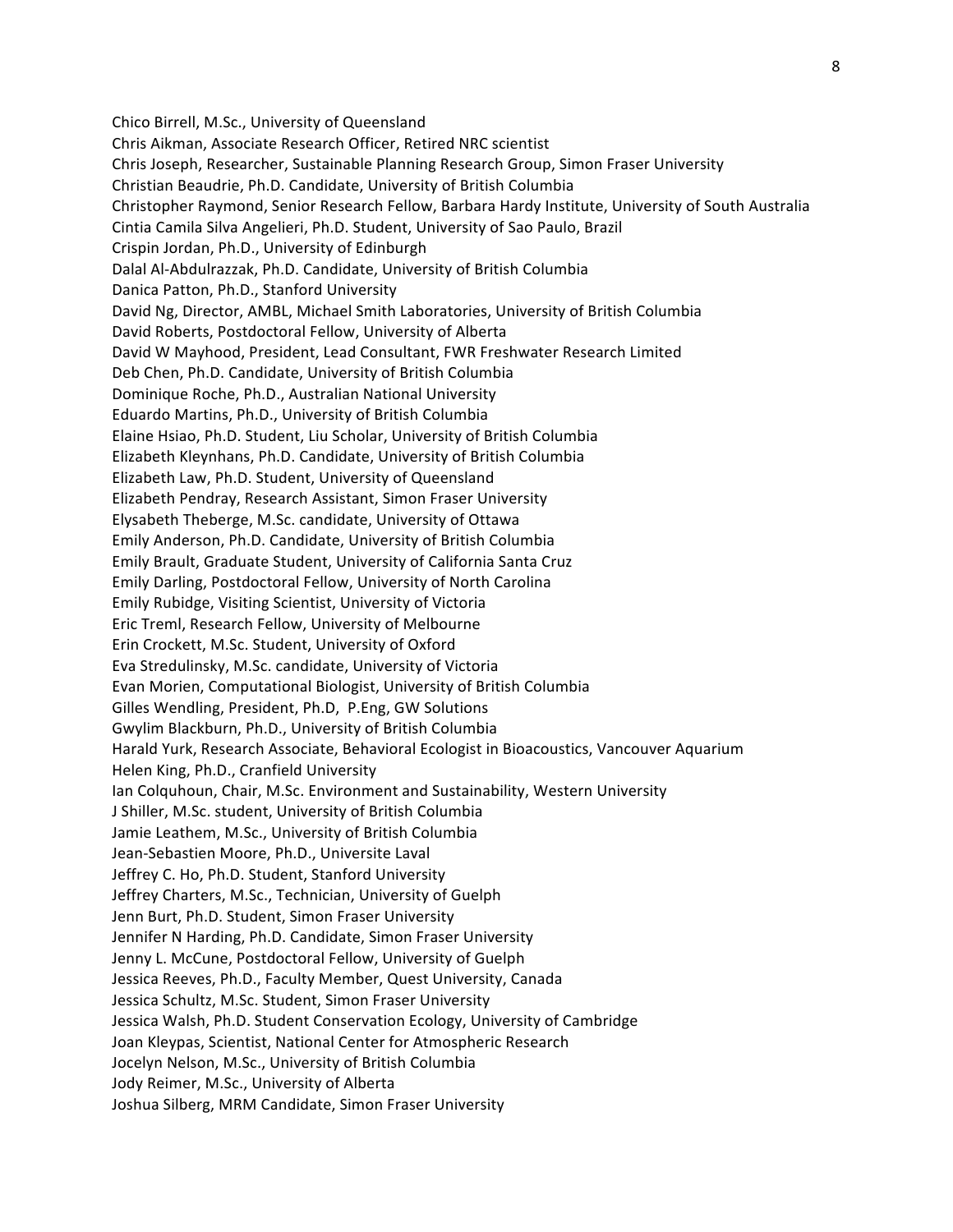Chico Birrell, M.Sc., University of Queensland
Chris Aikman, Associate Research Officer, Retired NRC scientist
Chris Joseph, Researcher, Sustainable Planning Research Group, Simon Fraser University
Christian Beaudrie, Ph.D. Candidate, University of British Columbia
Christopher Raymond, Senior Research Fellow, Barbara Hardy Institute, University of South Australia
Cintia Camila Silva Angelieri, Ph.D. Student, University of Sao Paulo, Brazil
Crispin Jordan, Ph.D., University of Edinburgh
Dalal Al-Abdulrazzak, Ph.D. Candidate, University of British Columbia
Danica Patton, Ph.D., Stanford University
David Ng, Director, AMBL, Michael Smith Laboratories, University of British Columbia
David Roberts, Postdoctoral Fellow, University of Alberta
David W Mayhood, President, Lead Consultant, FWR Freshwater Research Limited
Deb Chen, Ph.D. Candidate, University of British Columbia
Dominique Roche, Ph.D., Australian National University
Eduardo Martins, Ph.D., University of British Columbia
Elaine Hsiao, Ph.D. Student, Liu Scholar, University of British Columbia
Elizabeth Kleynhans, Ph.D. Candidate, University of British Columbia
Elizabeth Law, Ph.D. Student, University of Queensland
Elizabeth Pendray, Research Assistant, Simon Fraser University
Elysabeth Theberge, M.Sc. candidate, University of Ottawa
Emily Anderson, Ph.D. Candidate, University of British Columbia
Emily Brault, Graduate Student, University of California Santa Cruz
Emily Darling, Postdoctoral Fellow, University of North Carolina
Emily Rubidge, Visiting Scientist, University of Victoria
Eric Treml, Research Fellow, University of Melbourne
Erin Crockett, M.Sc. Student, University of Oxford
Eva Stredulinsky, M.Sc. candidate, University of Victoria
Evan Morien, Computational Biologist, University of British Columbia
Gilles Wendling, President, Ph.D, P.Eng, GW Solutions
Gwylim Blackburn, Ph.D., University of British Columbia
Harald Yurk, Research Associate, Behavioral Ecologist in Bioacoustics, Vancouver Aquarium
Helen King, Ph.D., Cranfield University
Ian Colquhoun, Chair, M.Sc. Environment and Sustainability, Western University
J Shiller, M.Sc. student, University of British Columbia
Jamie Leathem, M.Sc., University of British Columbia
Jean-Sebastien Moore, Ph.D., Universite Laval
Jeffrey C. Ho, Ph.D. Student, Stanford University
Jeffrey Charters, M.Sc., Technician, University of Guelph
Jenn Burt, Ph.D. Student, Simon Fraser University
Jennifer N Harding, Ph.D. Candidate, Simon Fraser University
Jenny L. McCune, Postdoctoral Fellow, University of Guelph
Jessica Reeves, Ph.D., Faculty Member, Quest University, Canada
Jessica Schultz, M.Sc. Student, Simon Fraser University
Jessica Walsh, Ph.D. Student Conservation Ecology, University of Cambridge
Joan Kleypas, Scientist, National Center for Atmospheric Research
Jocelyn Nelson, M.Sc., University of British Columbia
Jody Reimer, M.Sc., University of Alberta
Joshua Silberg, MRM Candidate, Simon Fraser University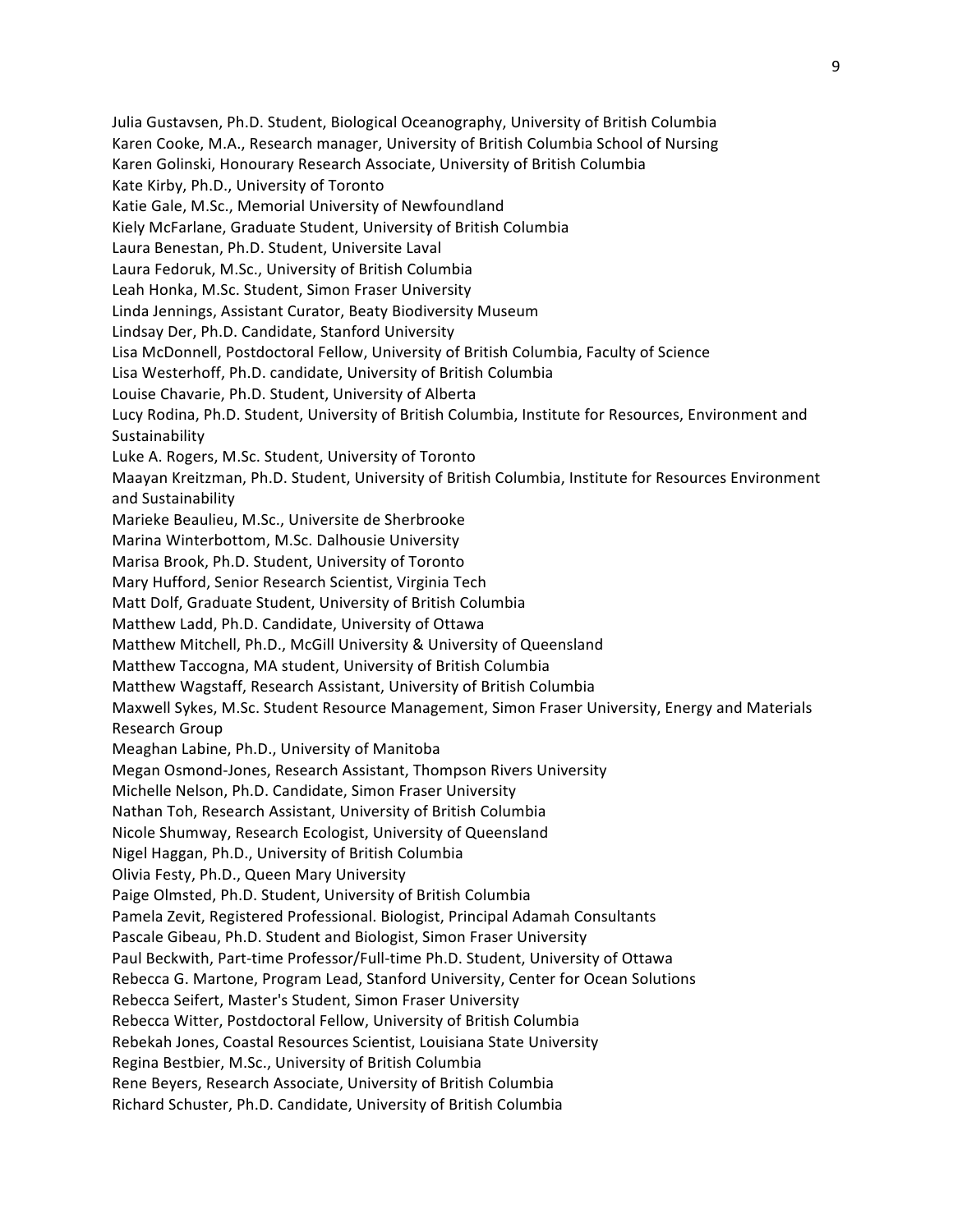Julia Gustavsen, Ph.D. Student, Biological Oceanography, University of British Columbia
Karen Cooke, M.A., Research manager, University of British Columbia School of Nursing
Karen Golinski, Honourary Research Associate, University of British Columbia
Kate Kirby, Ph.D., University of Toronto
Katie Gale, M.Sc., Memorial University of Newfoundland
Kiely McFarlane, Graduate Student, University of British Columbia
Laura Benestan, Ph.D. Student, Universite Laval
Laura Fedoruk, M.Sc., University of British Columbia
Leah Honka, M.Sc. Student, Simon Fraser University
Linda Jennings, Assistant Curator, Beaty Biodiversity Museum
Lindsay Der, Ph.D. Candidate, Stanford University
Lisa McDonnell, Postdoctoral Fellow, University of British Columbia, Faculty of Science
Lisa Westerhoff, Ph.D. candidate, University of British Columbia
Louise Chavarie, Ph.D. Student, University of Alberta
Lucy Rodina, Ph.D. Student, University of British Columbia, Institute for Resources, Environment and Sustainability
Luke A. Rogers, M.Sc. Student, University of Toronto
Maayan Kreitzman, Ph.D. Student, University of British Columbia, Institute for Resources Environment and Sustainability
Marieke Beaulieu, M.Sc., Universite de Sherbrooke
Marina Winterbottom, M.Sc. Dalhousie University
Marisa Brook, Ph.D. Student, University of Toronto
Mary Hufford, Senior Research Scientist, Virginia Tech
Matt Dolf, Graduate Student, University of British Columbia
Matthew Ladd, Ph.D. Candidate, University of Ottawa
Matthew Mitchell, Ph.D., McGill University & University of Queensland
Matthew Taccogna, MA student, University of British Columbia
Matthew Wagstaff, Research Assistant, University of British Columbia
Maxwell Sykes, M.Sc. Student Resource Management, Simon Fraser University, Energy and Materials Research Group
Meaghan Labine, Ph.D., University of Manitoba
Megan Osmond-Jones, Research Assistant, Thompson Rivers University
Michelle Nelson, Ph.D. Candidate, Simon Fraser University
Nathan Toh, Research Assistant, University of British Columbia
Nicole Shumway, Research Ecologist, University of Queensland
Nigel Haggan, Ph.D., University of British Columbia
Olivia Festy, Ph.D., Queen Mary University
Paige Olmsted, Ph.D. Student, University of British Columbia
Pamela Zevit, Registered Professional. Biologist, Principal Adamah Consultants
Pascale Gibeau, Ph.D. Student and Biologist, Simon Fraser University
Paul Beckwith, Part-time Professor/Full-time Ph.D. Student, University of Ottawa
Rebecca G. Martone, Program Lead, Stanford University, Center for Ocean Solutions
Rebecca Seifert, Master's Student, Simon Fraser University
Rebecca Witter, Postdoctoral Fellow, University of British Columbia
Rebekah Jones, Coastal Resources Scientist, Louisiana State University
Regina Bestbier, M.Sc., University of British Columbia
Rene Beyers, Research Associate, University of British Columbia
Richard Schuster, Ph.D. Candidate, University of British Columbia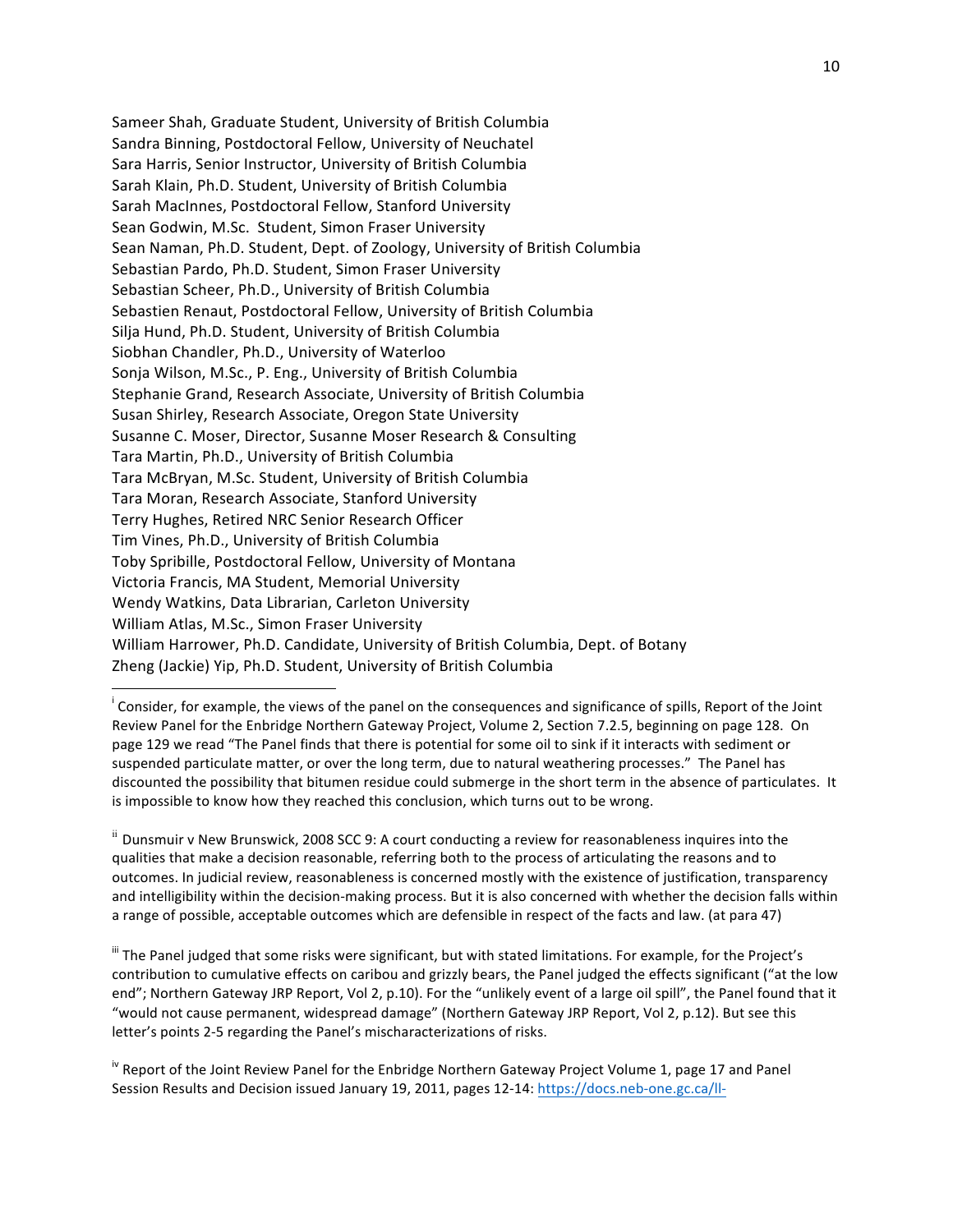Sameer Shah, Graduate Student, University of British Columbia
Sandra Binning, Postdoctoral Fellow, University of Neuchatel
Sara Harris, Senior Instructor, University of British Columbia
Sarah Klain, Ph.D. Student, University of British Columbia
Sarah MacInnes, Postdoctoral Fellow, Stanford University
Sean Godwin, M.Sc. Student, Simon Fraser University
Sean Naman, Ph.D. Student, Dept. of Zoology, University of British Columbia
Sebastian Pardo, Ph.D. Student, Simon Fraser University
Sebastian Scheer, Ph.D., University of British Columbia
Sebastien Renaut, Postdoctoral Fellow, University of British Columbia
Silja Hund, Ph.D. Student, University of British Columbia
Siobhan Chandler, Ph.D., University of Waterloo
Sonja Wilson, M.Sc., P. Eng., University of British Columbia
Stephanie Grand, Research Associate, University of British Columbia
Susan Shirley, Research Associate, Oregon State University
Susanne C. Moser, Director, Susanne Moser Research & Consulting
Tara Martin, Ph.D., University of British Columbia
Tara McBryan, M.Sc. Student, University of British Columbia
Tara Moran, Research Associate, Stanford University
Terry Hughes, Retired NRC Senior Research Officer
Tim Vines, Ph.D., University of British Columbia
Toby Spribille, Postdoctoral Fellow, University of Montana
Victoria Francis, MA Student, Memorial University
Wendy Watkins, Data Librarian, Carleton University
William Atlas, M.Sc., Simon Fraser University
William Harrower, Ph.D. Candidate, University of British Columbia, Dept. of Botany
Zheng (Jackie) Yip, Ph.D. Student, University of British Columbia

---

[i] Consider, for example, the views of the panel on the consequences and significance of spills, Report of the Joint Review Panel for the Enbridge Northern Gateway Project, Volume 2, Section 7.2.5, beginning on page 128. On page 129 we read "The Panel finds that there is potential for some oil to sink if it interacts with sediment or suspended particulate matter, or over the long term, due to natural weathering processes." The Panel has discounted the possibility that bitumen residue could submerge in the short term in the absence of particulates. It is impossible to know how they reached this conclusion, which turns out to be wrong.

[ii] Dunsmuir v New Brunswick, 2008 SCC 9: A court conducting a review for reasonableness inquires into the qualities that make a decision reasonable, referring both to the process of articulating the reasons and to outcomes. In judicial review, reasonableness is concerned mostly with the existence of justification, transparency and intelligibility within the decision-making process. But it is also concerned with whether the decision falls within a range of possible, acceptable outcomes which are defensible in respect of the facts and law. (at para 47)

[iii] The Panel judged that some risks were significant, but with stated limitations. For example, for the Project's contribution to cumulative effects on caribou and grizzly bears, the Panel judged the effects significant ("at the low end"; Northern Gateway JRP Report, Vol 2, p.10). For the "unlikely event of a large oil spill", the Panel found that it "would not cause permanent, widespread damage" (Northern Gateway JRP Report, Vol 2, p.12). But see this letter's points 2-5 regarding the Panel's mischaracterizations of risks.

[iv] Report of the Joint Review Panel for the Enbridge Northern Gateway Project Volume 1, page 17 and Panel Session Results and Decision issued January 19, 2011, pages 12-14: https://docs.neb-one.gc.ca/ll-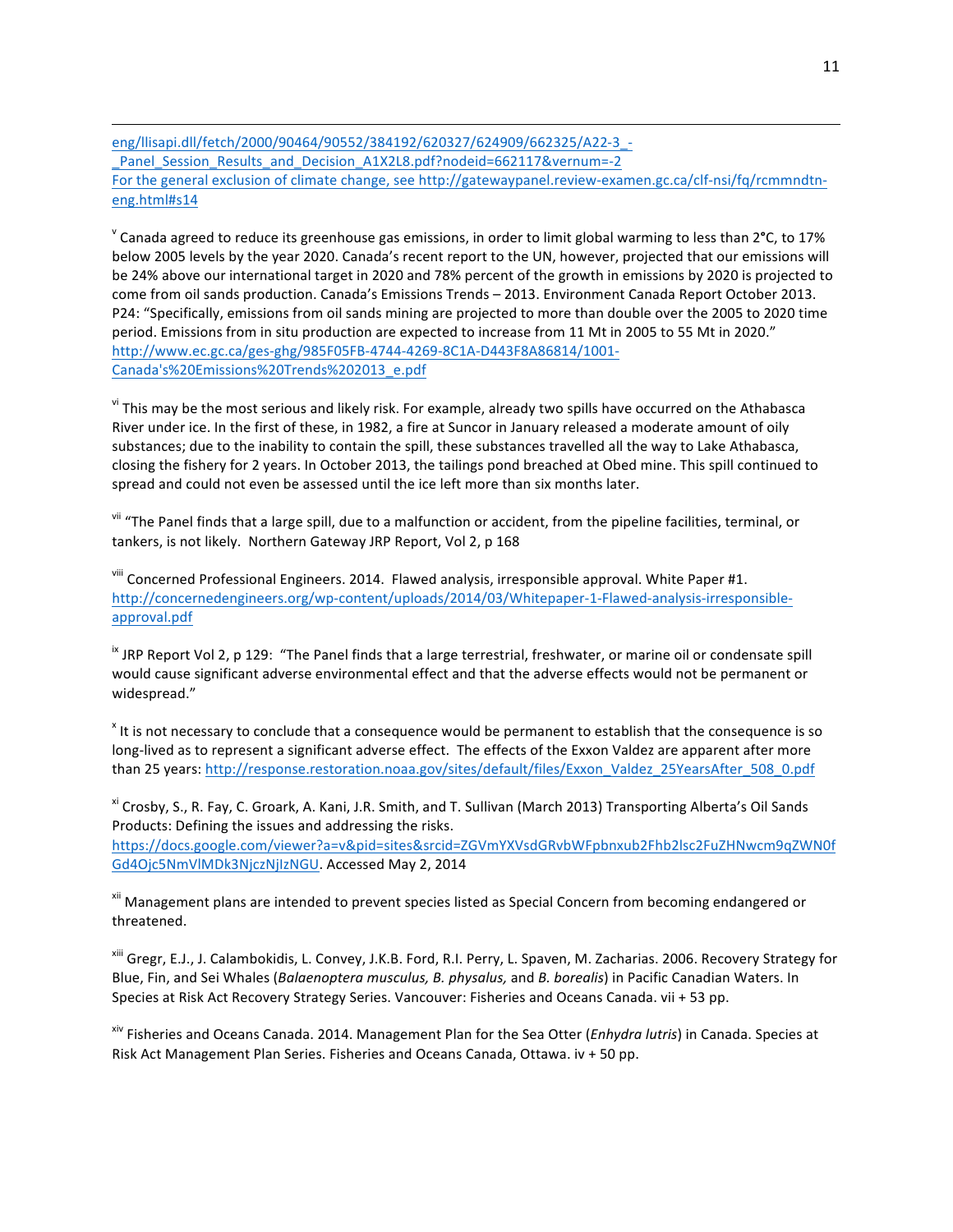eng/llisapi.dll/fetch/2000/90464/90552/384192/620327/624909/662325/A22-3_-_Panel_Session_Results_and_Decision_A1X2L8.pdf?nodeid=662117&vernum=-2
For the general exclusion of climate change, see http://gatewaypanel.review-examen.gc.ca/clf-nsi/fq/rcmmndtn-eng.html#s14

[v] Canada agreed to reduce its greenhouse gas emissions, in order to limit global warming to less than 2°C, to 17% below 2005 levels by the year 2020. Canada's recent report to the UN, however, projected that our emissions will be 24% above our international target in 2020 and 78% percent of the growth in emissions by 2020 is projected to come from oil sands production. Canada's Emissions Trends – 2013. Environment Canada Report October 2013. P24: "Specifically, emissions from oil sands mining are projected to more than double over the 2005 to 2020 time period. Emissions from in situ production are expected to increase from 11 Mt in 2005 to 55 Mt in 2020." http://www.ec.gc.ca/ges-ghg/985F05FB-4744-4269-8C1A-D443F8A86814/1001-Canada's%20Emissions%20Trends%202013_e.pdf

[vi] This may be the most serious and likely risk. For example, already two spills have occurred on the Athabasca River under ice. In the first of these, in 1982, a fire at Suncor in January released a moderate amount of oily substances; due to the inability to contain the spill, these substances travelled all the way to Lake Athabasca, closing the fishery for 2 years. In October 2013, the tailings pond breached at Obed mine. This spill continued to spread and could not even be assessed until the ice left more than six months later.

[vii] "The Panel finds that a large spill, due to a malfunction or accident, from the pipeline facilities, terminal, or tankers, is not likely. Northern Gateway JRP Report, Vol 2, p 168

[viii] Concerned Professional Engineers. 2014. Flawed analysis, irresponsible approval. White Paper #1. http://concernedengineers.org/wp-content/uploads/2014/03/Whitepaper-1-Flawed-analysis-irresponsible-approval.pdf

[ix] JRP Report Vol 2, p 129: "The Panel finds that a large terrestrial, freshwater, or marine oil or condensate spill would cause significant adverse environmental effect and that the adverse effects would not be permanent or widespread."

[x] It is not necessary to conclude that a consequence would be permanent to establish that the consequence is so long-lived as to represent a significant adverse effect. The effects of the Exxon Valdez are apparent after more than 25 years: http://response.restoration.noaa.gov/sites/default/files/Exxon_Valdez_25YearsAfter_508_0.pdf

[xi] Crosby, S., R. Fay, C. Groark, A. Kani, J.R. Smith, and T. Sullivan (March 2013) Transporting Alberta's Oil Sands Products: Defining the issues and addressing the risks. https://docs.google.com/viewer?a=v&pid=sites&srcid=ZGVmYXVsdGRvbWFpbnxub2Fhb2lsc2FuZHNwcm9qZWN0fGd4Ojc5NmVlMDk3NjczNjIzNGU. Accessed May 2, 2014

[xii] Management plans are intended to prevent species listed as Special Concern from becoming endangered or threatened.

[xiii] Gregr, E.J., J. Calambokidis, L. Convey, J.K.B. Ford, R.I. Perry, L. Spaven, M. Zacharias. 2006. Recovery Strategy for Blue, Fin, and Sei Whales (*Balaenoptera musculus, B. physalus,* and *B. borealis*) in Pacific Canadian Waters. In Species at Risk Act Recovery Strategy Series. Vancouver: Fisheries and Oceans Canada. vii + 53 pp.

[xiv] Fisheries and Oceans Canada. 2014. Management Plan for the Sea Otter (*Enhydra lutris*) in Canada. Species at Risk Act Management Plan Series. Fisheries and Oceans Canada, Ottawa. iv + 50 pp.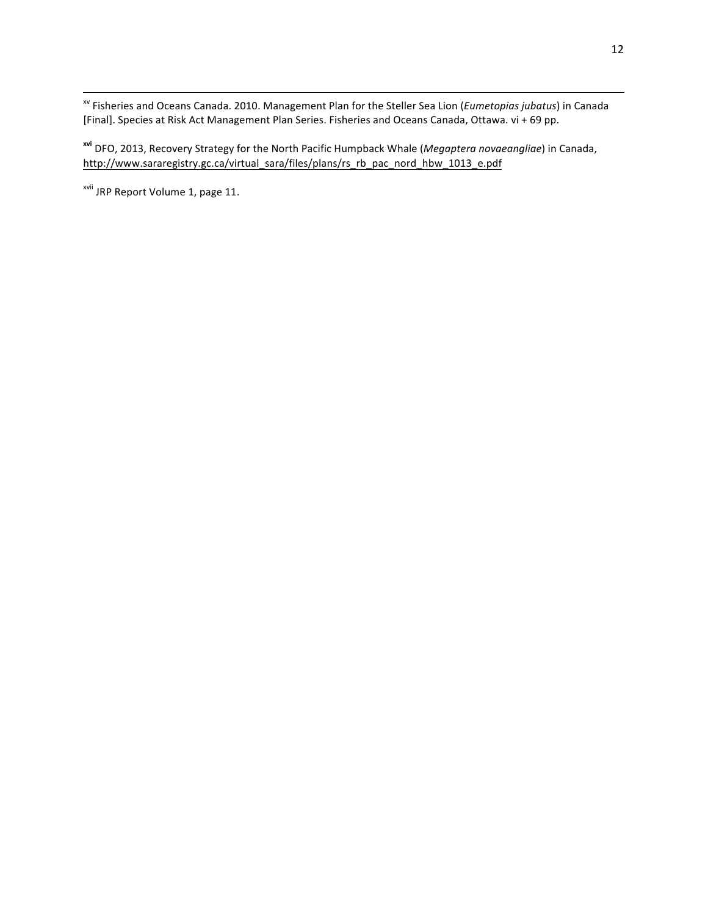[xv] Fisheries and Oceans Canada. 2010. Management Plan for the Steller Sea Lion (*Eumetopias jubatus*) in Canada [Final]. Species at Risk Act Management Plan Series. Fisheries and Oceans Canada, Ottawa. vi + 69 pp.

[xvi] DFO, 2013, Recovery Strategy for the North Pacific Humpback Whale (*Megaptera novaeangliae*) in Canada, http://www.sararegistry.gc.ca/virtual_sara/files/plans/rs_rb_pac_nord_hbw_1013_e.pdf

[xvii] JRP Report Volume 1, page 11.